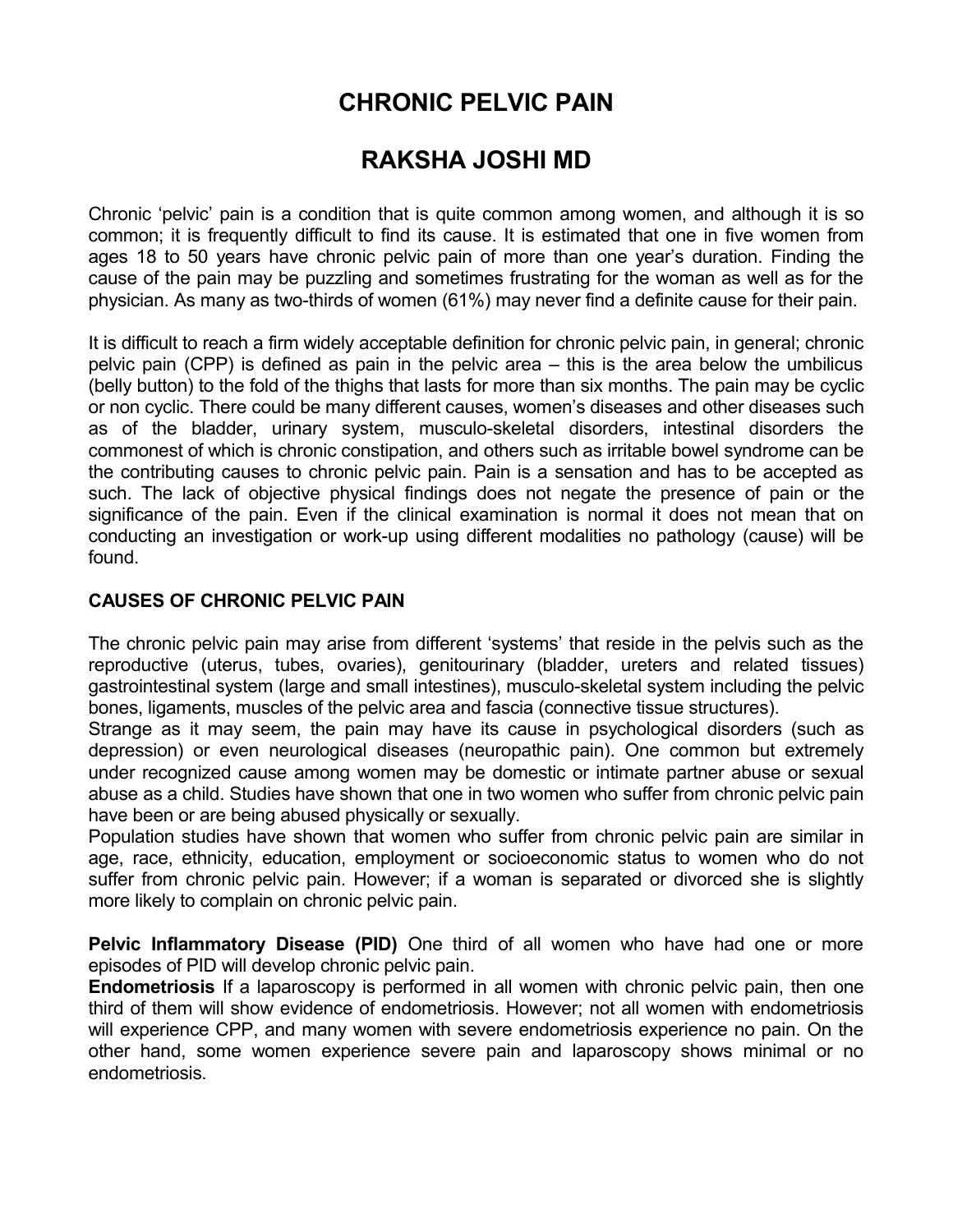# CHRONIC PELVIC PAIN

# RAKSHA JOSHI MD

Chronic 'pelvic' pain is a condition that is quite common among women, and although it is so common; it is frequently difficult to find its cause. It is estimated that one in five women from ages 18 to 50 years have chronic pelvic pain of more than one year's duration. Finding the cause of the pain may be puzzling and sometimes frustrating for the woman as well as for the physician. As many as two-thirds of women (61%) may never find a definite cause for their pain.

It is difficult to reach a firm widely acceptable definition for chronic pelvic pain, in general; chronic pelvic pain (CPP) is defined as pain in the pelvic area – this is the area below the umbilicus (belly button) to the fold of the thighs that lasts for more than six months. The pain may be cyclic or non cyclic. There could be many different causes, women's diseases and other diseases such as of the bladder, urinary system, musculo-skeletal disorders, intestinal disorders the commonest of which is chronic constipation, and others such as irritable bowel syndrome can be the contributing causes to chronic pelvic pain. Pain is a sensation and has to be accepted as such. The lack of objective physical findings does not negate the presence of pain or the significance of the pain. Even if the clinical examination is normal it does not mean that on conducting an investigation or work-up using different modalities no pathology (cause) will be found.

**CAUSES OF CHRONIC PELVIC PAIN**

The chronic pelvic pain may arise from different 'systems' that reside in the pelvis such as the reproductive (uterus, tubes, ovaries), genitourinary (bladder, ureters and related tissues) gastrointestinal system (large and small intestines), musculo-skeletal system including the pelvic bones, ligaments, muscles of the pelvic area and fascia (connective tissue structures).

Strange as it may seem, the pain may have its cause in psychological disorders (such as depression) or even neurological diseases (neuropathic pain). One common but extremely under recognized cause among women may be domestic or intimate partner abuse or sexual abuse as a child. Studies have shown that one in two women who suffer from chronic pelvic pain have been or are being abused physically or sexually.

Population studies have shown that women who suffer from chronic pelvic pain are similar in age, race, ethnicity, education, employment or socioeconomic status to women who do not suffer from chronic pelvic pain. However; if a woman is separated or divorced she is slightly more likely to complain on chronic pelvic pain.

**Pelvic Inflammatory Disease (PID)** One third of all women who have had one or more episodes of PID will develop chronic pelvic pain.

**Endometriosis** If a laparoscopy is performed in all women with chronic pelvic pain, then one third of them will show evidence of endometriosis. However; not all women with endometriosis will experience CPP, and many women with severe endometriosis experience no pain. On the other hand, some women experience severe pain and laparoscopy shows minimal or no endometriosis.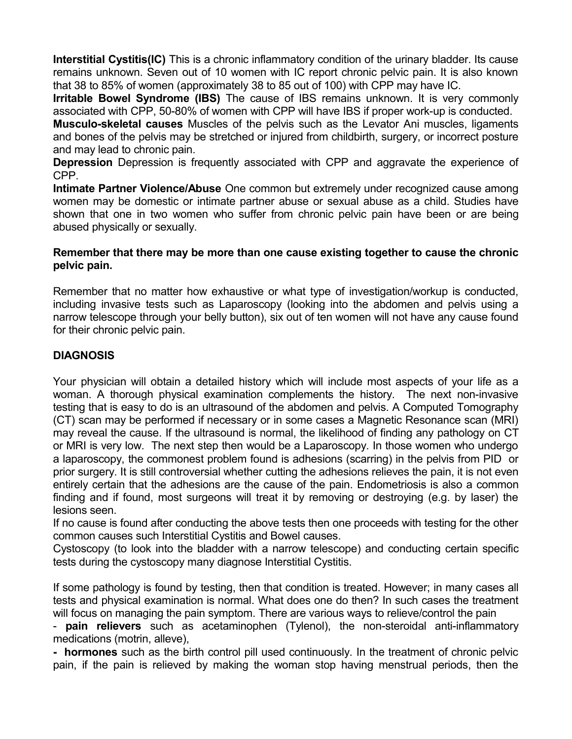**Interstitial Cystitis(IC)** This is a chronic inflammatory condition of the urinary bladder. Its cause remains unknown. Seven out of 10 women with IC report chronic pelvic pain. It is also known that 38 to 85% of women (approximately 38 to 85 out of 100) with CPP may have IC.

**Irritable Bowel Syndrome (IBS)** The cause of IBS remains unknown. It is very commonly associated with CPP, 50-80% of women with CPP will have IBS if proper work-up is conducted.

**Musculo-skeletal causes** Muscles of the pelvis such as the Levator Ani muscles, ligaments and bones of the pelvis may be stretched or injured from childbirth, surgery, or incorrect posture and may lead to chronic pain.

**Depression** Depression is frequently associated with CPP and aggravate the experience of CPP.

**Intimate Partner Violence/Abuse** One common but extremely under recognized cause among women may be domestic or intimate partner abuse or sexual abuse as a child. Studies have shown that one in two women who suffer from chronic pelvic pain have been or are being abused physically or sexually.

**Remember that there may be more than one cause existing together to cause the chronic pelvic pain.**

Remember that no matter how exhaustive or what type of investigation/workup is conducted, including invasive tests such as Laparoscopy (looking into the abdomen and pelvis using a narrow telescope through your belly button), six out of ten women will not have any cause found for their chronic pelvic pain.

**DIAGNOSIS**

Your physician will obtain a detailed history which will include most aspects of your life as a woman. A thorough physical examination complements the history. The next non-invasive testing that is easy to do is an ultrasound of the abdomen and pelvis. A Computed Tomography (CT) scan may be performed if necessary or in some cases a Magnetic Resonance scan (MRI) may reveal the cause. If the ultrasound is normal, the likelihood of finding any pathology on CT or MRI is very low. The next step then would be a Laparoscopy. In those women who undergo a laparoscopy, the commonest problem found is adhesions (scarring) in the pelvis from PID or prior surgery. It is still controversial whether cutting the adhesions relieves the pain, it is not even entirely certain that the adhesions are the cause of the pain. Endometriosis is also a common finding and if found, most surgeons will treat it by removing or destroying (e.g. by laser) the lesions seen.

If no cause is found after conducting the above tests then one proceeds with testing for the other common causes such Interstitial Cystitis and Bowel causes.

Cystoscopy (to look into the bladder with a narrow telescope) and conducting certain specific tests during the cystoscopy many diagnose Interstitial Cystitis.

If some pathology is found by testing, then that condition is treated. However; in many cases all tests and physical examination is normal. What does one do then? In such cases the treatment will focus on managing the pain symptom. There are various ways to relieve/control the pain

- **pain relievers** such as acetaminophen (Tylenol), the non-steroidal anti-inflammatory medications (motrin, alleve),
- **hormones** such as the birth control pill used continuously. In the treatment of chronic pelvic pain, if the pain is relieved by making the woman stop having menstrual periods, then the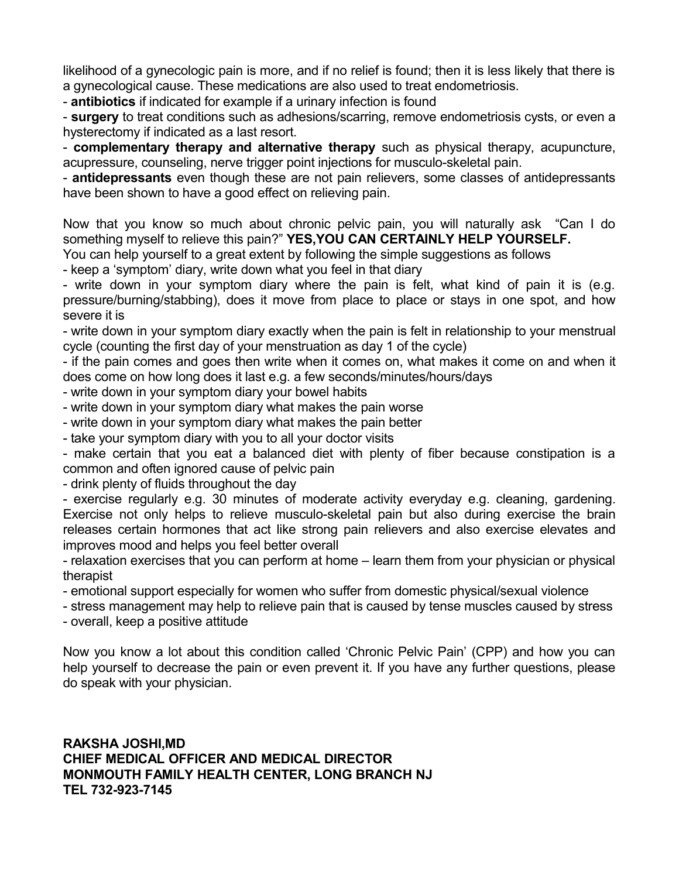likelihood of a gynecologic pain is more, and if no relief is found; then it is less likely that there is a gynecological cause. These medications are also used to treat endometriosis.

- **antibiotics** if indicated for example if a urinary infection is found
- **surgery** to treat conditions such as adhesions/scarring, remove endometriosis cysts, or even a hysterectomy if indicated as a last resort.
- **complementary therapy and alternative therapy** such as physical therapy, acupuncture, acupressure, counseling, nerve trigger point injections for musculo-skeletal pain.
- **antidepressants** even though these are not pain relievers, some classes of antidepressants have been shown to have a good effect on relieving pain.

Now that you know so much about chronic pelvic pain, you will naturally ask "Can I do something myself to relieve this pain?" **YES,YOU CAN CERTAINLY HELP YOURSELF.**

You can help yourself to a great extent by following the simple suggestions as follows

- keep a 'symptom' diary, write down what you feel in that diary
- write down in your symptom diary where the pain is felt, what kind of pain it is (e.g. pressure/burning/stabbing), does it move from place to place or stays in one spot, and how severe it is
- write down in your symptom diary exactly when the pain is felt in relationship to your menstrual cycle (counting the first day of your menstruation as day 1 of the cycle)
- if the pain comes and goes then write when it comes on, what makes it come on and when it does come on how long does it last e.g. a few seconds/minutes/hours/days
- write down in your symptom diary your bowel habits
- write down in your symptom diary what makes the pain worse
- write down in your symptom diary what makes the pain better
- take your symptom diary with you to all your doctor visits
- make certain that you eat a balanced diet with plenty of fiber because constipation is a common and often ignored cause of pelvic pain
- drink plenty of fluids throughout the day
- exercise regularly e.g. 30 minutes of moderate activity everyday e.g. cleaning, gardening. Exercise not only helps to relieve musculo-skeletal pain but also during exercise the brain releases certain hormones that act like strong pain relievers and also exercise elevates and improves mood and helps you feel better overall
- relaxation exercises that you can perform at home – learn them from your physician or physical therapist
- emotional support especially for women who suffer from domestic physical/sexual violence
- stress management may help to relieve pain that is caused by tense muscles caused by stress
- overall, keep a positive attitude

Now you know a lot about this condition called 'Chronic Pelvic Pain' (CPP) and how you can help yourself to decrease the pain or even prevent it. If you have any further questions, please do speak with your physician.

**RAKSHA JOSHI,MD**
**CHIEF MEDICAL OFFICER AND MEDICAL DIRECTOR**
**MONMOUTH FAMILY HEALTH CENTER, LONG BRANCH NJ**
**TEL 732-923-7145**